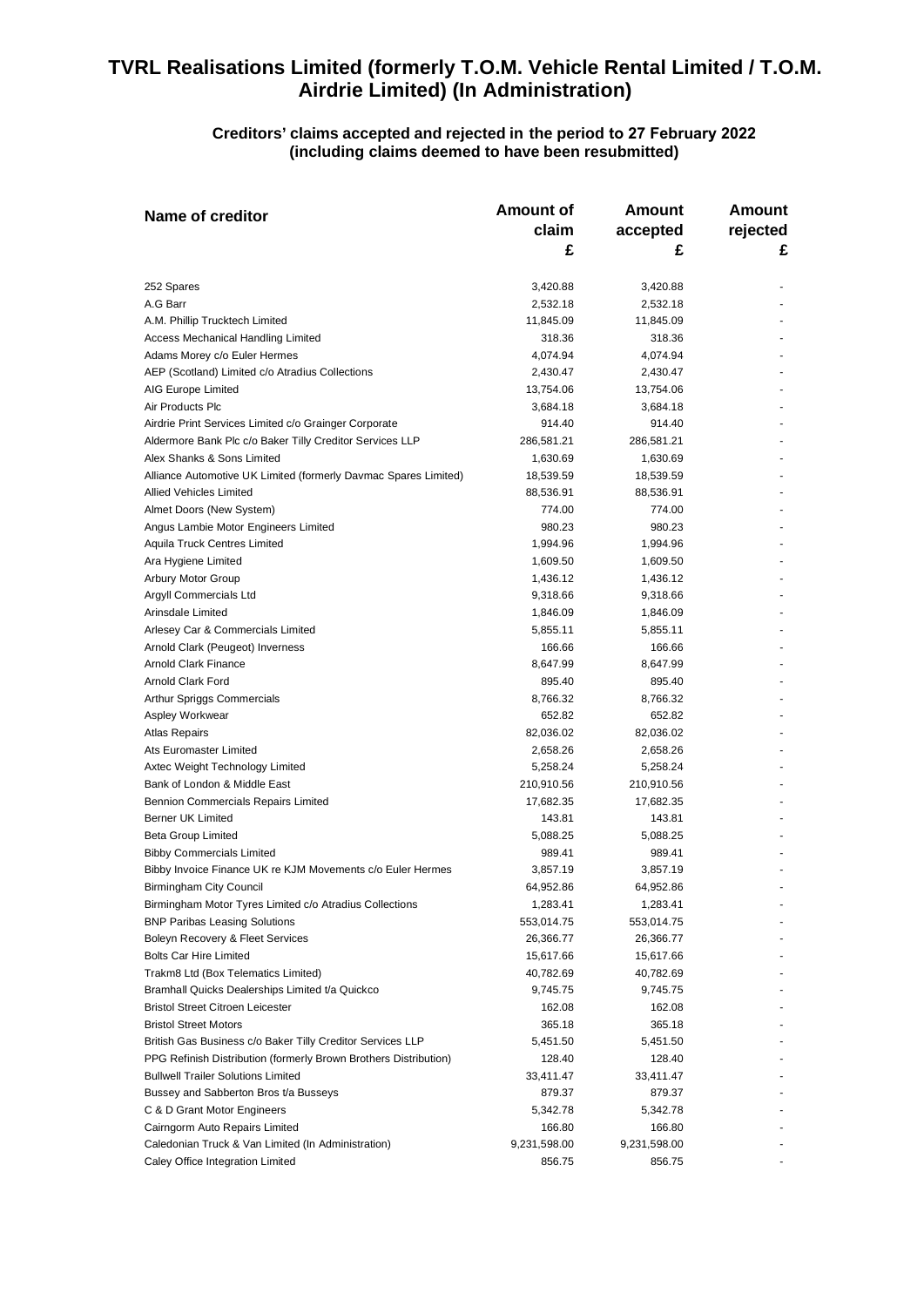# TVRL Realisations Limited (formerly T.O.M. Vehicle Rental Limited / T.O.M. Airdrie Limited) (In Administration)

### Creditors' claims accepted and rejected in the period to 27 February 2022 (including claims deemed to have been resubmitted)

| Name of creditor | Amount of claim £ | Amount accepted £ | Amount rejected £ |
|---|---|---|---|
| 252 Spares | 3,420.88 | 3,420.88 | - |
| A.G Barr | 2,532.18 | 2,532.18 | - |
| A.M. Phillip Trucktech Limited | 11,845.09 | 11,845.09 | - |
| Access Mechanical Handling Limited | 318.36 | 318.36 | - |
| Adams Morey c/o Euler Hermes | 4,074.94 | 4,074.94 | - |
| AEP (Scotland) Limited c/o Atradius Collections | 2,430.47 | 2,430.47 | - |
| AIG Europe Limited | 13,754.06 | 13,754.06 | - |
| Air Products Plc | 3,684.18 | 3,684.18 | - |
| Airdrie Print Services Limited c/o Grainger Corporate | 914.40 | 914.40 | - |
| Aldermore Bank Plc c/o Baker Tilly Creditor Services LLP | 286,581.21 | 286,581.21 | - |
| Alex Shanks & Sons Limited | 1,630.69 | 1,630.69 | - |
| Alliance Automotive UK Limited (formerly Davmac Spares Limited) | 18,539.59 | 18,539.59 | - |
| Allied Vehicles Limited | 88,536.91 | 88,536.91 | - |
| Almet Doors (New System) | 774.00 | 774.00 | - |
| Angus Lambie Motor Engineers Limited | 980.23 | 980.23 | - |
| Aquila Truck Centres Limited | 1,994.96 | 1,994.96 | - |
| Ara Hygiene Limited | 1,609.50 | 1,609.50 | - |
| Arbury Motor Group | 1,436.12 | 1,436.12 | - |
| Argyll Commercials Ltd | 9,318.66 | 9,318.66 | - |
| Arinsdale Limited | 1,846.09 | 1,846.09 | - |
| Arlesey Car & Commercials Limited | 5,855.11 | 5,855.11 | - |
| Arnold Clark (Peugeot) Inverness | 166.66 | 166.66 | - |
| Arnold Clark Finance | 8,647.99 | 8,647.99 | - |
| Arnold Clark Ford | 895.40 | 895.40 | - |
| Arthur Spriggs Commercials | 8,766.32 | 8,766.32 | - |
| Aspley Workwear | 652.82 | 652.82 | - |
| Atlas Repairs | 82,036.02 | 82,036.02 | - |
| Ats Euromaster Limited | 2,658.26 | 2,658.26 | - |
| Axtec Weight Technology Limited | 5,258.24 | 5,258.24 | - |
| Bank of London & Middle East | 210,910.56 | 210,910.56 | - |
| Bennion Commercials Repairs Limited | 17,682.35 | 17,682.35 | - |
| Berner UK Limited | 143.81 | 143.81 | - |
| Beta Group Limited | 5,088.25 | 5,088.25 | - |
| Bibby Commercials Limited | 989.41 | 989.41 | - |
| Bibby Invoice Finance UK re KJM Movements c/o Euler Hermes | 3,857.19 | 3,857.19 | - |
| Birmingham City Council | 64,952.86 | 64,952.86 | - |
| Birmingham Motor Tyres Limited c/o Atradius Collections | 1,283.41 | 1,283.41 | - |
| BNP Paribas Leasing Solutions | 553,014.75 | 553,014.75 | - |
| Boleyn Recovery & Fleet Services | 26,366.77 | 26,366.77 | - |
| Bolts Car Hire Limited | 15,617.66 | 15,617.66 | - |
| Trakm8 Ltd (Box Telematics Limited) | 40,782.69 | 40,782.69 | - |
| Bramhall Quicks Dealerships Limited t/a Quickco | 9,745.75 | 9,745.75 | - |
| Bristol Street Citroen Leicester | 162.08 | 162.08 | - |
| Bristol Street Motors | 365.18 | 365.18 | - |
| British Gas Business c/o Baker Tilly Creditor Services LLP | 5,451.50 | 5,451.50 | - |
| PPG Refinish Distribution (formerly Brown Brothers Distribution) | 128.40 | 128.40 | - |
| Bullwell Trailer Solutions Limited | 33,411.47 | 33,411.47 | - |
| Bussey and Sabberton Bros t/a Busseys | 879.37 | 879.37 | - |
| C & D Grant Motor Engineers | 5,342.78 | 5,342.78 | - |
| Cairngorm Auto Repairs Limited | 166.80 | 166.80 | - |
| Caledonian Truck & Van Limited (In Administration) | 9,231,598.00 | 9,231,598.00 | - |
| Caley Office Integration Limited | 856.75 | 856.75 | - |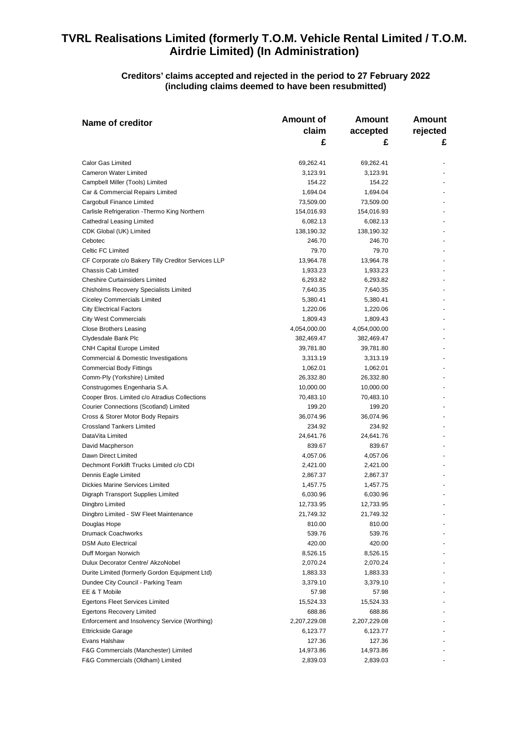# TVRL Realisations Limited (formerly T.O.M. Vehicle Rental Limited / T.O.M. Airdrie Limited) (In Administration)

### Creditors' claims accepted and rejected in the period to 27 February 2022 (including claims deemed to have been resubmitted)

| Name of creditor | Amount of claim £ | Amount accepted £ | Amount rejected £ |
|---|---|---|---|
| Calor Gas Limited | 69,262.41 | 69,262.41 | - |
| Cameron Water Limited | 3,123.91 | 3,123.91 | - |
| Campbell Miller (Tools) Limited | 154.22 | 154.22 | - |
| Car & Commercial Repairs Limited | 1,694.04 | 1,694.04 | - |
| Cargobull Finance Limited | 73,509.00 | 73,509.00 | - |
| Carlisle Refrigeration -Thermo King Northern | 154,016.93 | 154,016.93 | - |
| Cathedral Leasing Limited | 6,082.13 | 6,082.13 | - |
| CDK Global (UK) Limited | 138,190.32 | 138,190.32 | - |
| Cebotec | 246.70 | 246.70 | - |
| Celtic FC Limited | 79.70 | 79.70 | - |
| CF Corporate c/o Bakery Tilly Creditor Services LLP | 13,964.78 | 13,964.78 | - |
| Chassis Cab Limited | 1,933.23 | 1,933.23 | - |
| Cheshire Curtainsiders Limited | 6,293.82 | 6,293.82 | - |
| Chisholms Recovery Specialists Limited | 7,640.35 | 7,640.35 | - |
| Ciceley Commercials Limited | 5,380.41 | 5,380.41 | - |
| City Electrical Factors | 1,220.06 | 1,220.06 | - |
| City West Commercials | 1,809.43 | 1,809.43 | - |
| Close Brothers Leasing | 4,054,000.00 | 4,054,000.00 | - |
| Clydesdale Bank Plc | 382,469.47 | 382,469.47 | - |
| CNH Capital Europe Limited | 39,781.80 | 39,781.80 | - |
| Commercial & Domestic Investigations | 3,313.19 | 3,313.19 | - |
| Commercial Body Fittings | 1,062.01 | 1,062.01 | - |
| Comm-Ply (Yorkshire) Limited | 26,332.80 | 26,332.80 | - |
| Construgomes Engenharia S.A. | 10,000.00 | 10,000.00 | - |
| Cooper Bros. Limited c/o Atradius Collections | 70,483.10 | 70,483.10 | - |
| Courier Connections (Scotland) Limited | 199.20 | 199.20 | - |
| Cross & Storer Motor Body Repairs | 36,074.96 | 36,074.96 | - |
| Crossland Tankers Limited | 234.92 | 234.92 | - |
| DataVita Limited | 24,641.76 | 24,641.76 | - |
| David Macpherson | 839.67 | 839.67 | - |
| Dawn Direct Limited | 4,057.06 | 4,057.06 | - |
| Dechmont Forklift Trucks Limited c/o CDI | 2,421.00 | 2,421.00 | - |
| Dennis Eagle Limited | 2,867.37 | 2,867.37 | - |
| Dickies Marine Services Limited | 1,457.75 | 1,457.75 | - |
| Digraph Transport Supplies Limited | 6,030.96 | 6,030.96 | - |
| Dingbro Limited | 12,733.95 | 12,733.95 | - |
| Dingbro Limited - SW Fleet Maintenance | 21,749.32 | 21,749.32 | - |
| Douglas Hope | 810.00 | 810.00 | - |
| Drumack Coachworks | 539.76 | 539.76 | - |
| DSM Auto Electrical | 420.00 | 420.00 | - |
| Duff Morgan Norwich | 8,526.15 | 8,526.15 | - |
| Dulux Decorator Centre/ AkzoNobel | 2,070.24 | 2,070.24 | - |
| Durite Limited (formerly Gordon Equipment Ltd) | 1,883.33 | 1,883.33 | - |
| Dundee City Council - Parking Team | 3,379.10 | 3,379.10 | - |
| EE & T Mobile | 57.98 | 57.98 | - |
| Egertons Fleet Services Limited | 15,524.33 | 15,524.33 | - |
| Egertons Recovery Limited | 688.86 | 688.86 | - |
| Enforcement and Insolvency Service (Worthing) | 2,207,229.08 | 2,207,229.08 | - |
| Ettrickside Garage | 6,123.77 | 6,123.77 | - |
| Evans Halshaw | 127.36 | 127.36 | - |
| F&G Commercials (Manchester) Limited | 14,973.86 | 14,973.86 | - |
| F&G Commercials (Oldham) Limited | 2,839.03 | 2,839.03 | - |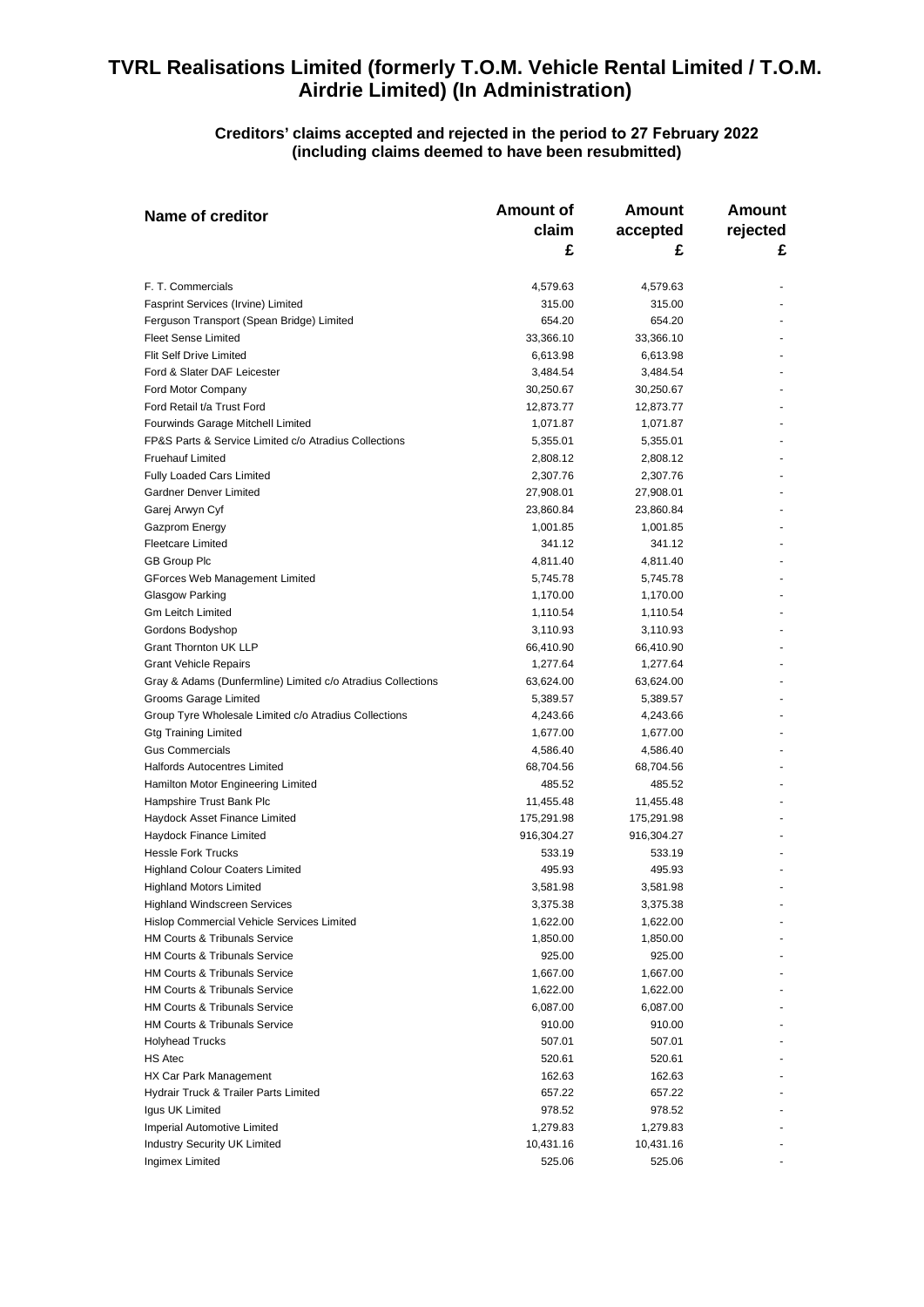# TVRL Realisations Limited (formerly T.O.M. Vehicle Rental Limited / T.O.M. Airdrie Limited) (In Administration)

**Creditors' claims accepted and rejected in the period to 27 February 2022 (including claims deemed to have been resubmitted)**

| Name of creditor | Amount of claim £ | Amount accepted £ | Amount rejected £ |
|---|---|---|---|
| F. T. Commercials | 4,579.63 | 4,579.63 | - |
| Fasprint Services (Irvine) Limited | 315.00 | 315.00 | - |
| Ferguson Transport (Spean Bridge) Limited | 654.20 | 654.20 | - |
| Fleet Sense Limited | 33,366.10 | 33,366.10 | - |
| Flit Self Drive Limited | 6,613.98 | 6,613.98 | - |
| Ford & Slater DAF Leicester | 3,484.54 | 3,484.54 | - |
| Ford Motor Company | 30,250.67 | 30,250.67 | - |
| Ford Retail t/a Trust Ford | 12,873.77 | 12,873.77 | - |
| Fourwinds Garage Mitchell Limited | 1,071.87 | 1,071.87 | - |
| FP&S Parts & Service Limited c/o Atradius Collections | 5,355.01 | 5,355.01 | - |
| Fruehauf Limited | 2,808.12 | 2,808.12 | - |
| Fully Loaded Cars Limited | 2,307.76 | 2,307.76 | - |
| Gardner Denver Limited | 27,908.01 | 27,908.01 | - |
| Garej Arwyn Cyf | 23,860.84 | 23,860.84 | - |
| Gazprom Energy | 1,001.85 | 1,001.85 | - |
| Fleetcare Limited | 341.12 | 341.12 | - |
| GB Group Plc | 4,811.40 | 4,811.40 | - |
| GForces Web Management Limited | 5,745.78 | 5,745.78 | - |
| Glasgow Parking | 1,170.00 | 1,170.00 | - |
| Gm Leitch Limited | 1,110.54 | 1,110.54 | - |
| Gordons Bodyshop | 3,110.93 | 3,110.93 | - |
| Grant Thornton UK LLP | 66,410.90 | 66,410.90 | - |
| Grant Vehicle Repairs | 1,277.64 | 1,277.64 | - |
| Gray & Adams (Dunfermline) Limited c/o Atradius Collections | 63,624.00 | 63,624.00 | - |
| Grooms Garage Limited | 5,389.57 | 5,389.57 | - |
| Group Tyre Wholesale Limited c/o Atradius Collections | 4,243.66 | 4,243.66 | - |
| Gtg Training Limited | 1,677.00 | 1,677.00 | - |
| Gus Commercials | 4,586.40 | 4,586.40 | - |
| Halfords Autocentres Limited | 68,704.56 | 68,704.56 | - |
| Hamilton Motor Engineering Limited | 485.52 | 485.52 | - |
| Hampshire Trust Bank Plc | 11,455.48 | 11,455.48 | - |
| Haydock Asset Finance Limited | 175,291.98 | 175,291.98 | - |
| Haydock Finance Limited | 916,304.27 | 916,304.27 | - |
| Hessle Fork Trucks | 533.19 | 533.19 | - |
| Highland Colour Coaters Limited | 495.93 | 495.93 | - |
| Highland Motors Limited | 3,581.98 | 3,581.98 | - |
| Highland Windscreen Services | 3,375.38 | 3,375.38 | - |
| Hislop Commercial Vehicle Services Limited | 1,622.00 | 1,622.00 | - |
| HM Courts & Tribunals Service | 1,850.00 | 1,850.00 | - |
| HM Courts & Tribunals Service | 925.00 | 925.00 | - |
| HM Courts & Tribunals Service | 1,667.00 | 1,667.00 | - |
| HM Courts & Tribunals Service | 1,622.00 | 1,622.00 | - |
| HM Courts & Tribunals Service | 6,087.00 | 6,087.00 | - |
| HM Courts & Tribunals Service | 910.00 | 910.00 | - |
| Holyhead Trucks | 507.01 | 507.01 | - |
| HS Atec | 520.61 | 520.61 | - |
| HX Car Park Management | 162.63 | 162.63 | - |
| Hydrair Truck & Trailer Parts Limited | 657.22 | 657.22 | - |
| Igus UK Limited | 978.52 | 978.52 | - |
| Imperial Automotive Limited | 1,279.83 | 1,279.83 | - |
| Industry Security UK Limited | 10,431.16 | 10,431.16 | - |
| Ingimex Limited | 525.06 | 525.06 | - |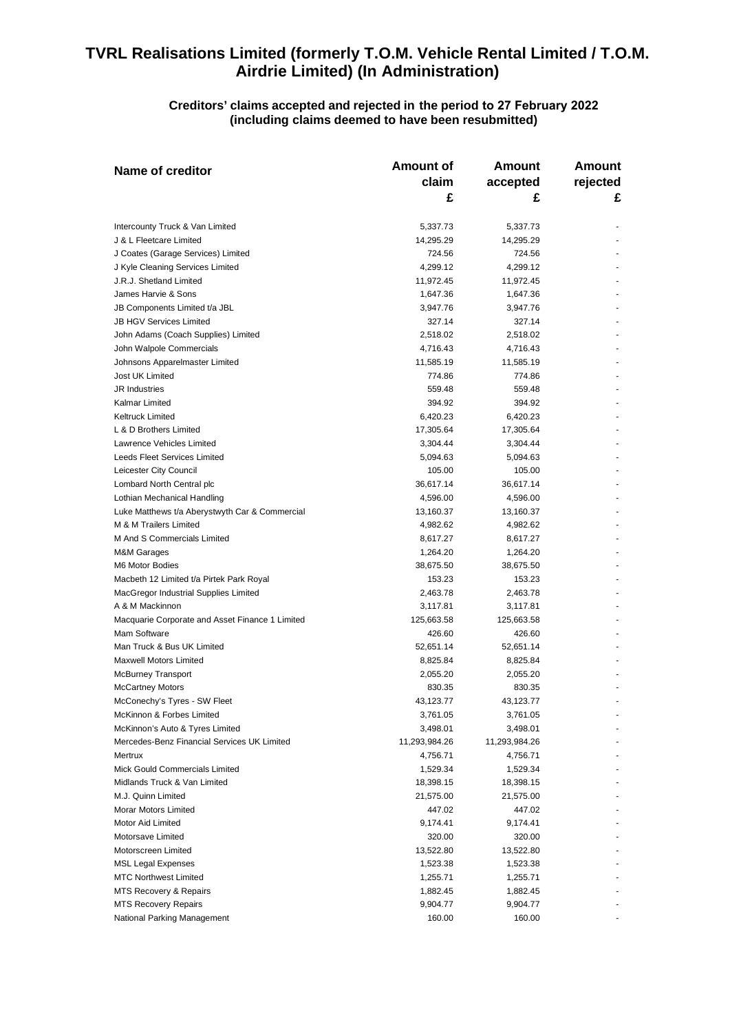# TVRL Realisations Limited (formerly T.O.M. Vehicle Rental Limited / T.O.M. Airdrie Limited) (In Administration)

### Creditors' claims accepted and rejected in the period to 27 February 2022 (including claims deemed to have been resubmitted)

| Name of creditor | Amount of claim £ | Amount accepted £ | Amount rejected £ |
|---|---|---|---|
| Intercounty Truck & Van Limited | 5,337.73 | 5,337.73 | - |
| J & L Fleetcare Limited | 14,295.29 | 14,295.29 | - |
| J Coates (Garage Services) Limited | 724.56 | 724.56 | - |
| J Kyle Cleaning Services Limited | 4,299.12 | 4,299.12 | - |
| J.R.J. Shetland Limited | 11,972.45 | 11,972.45 | - |
| James Harvie & Sons | 1,647.36 | 1,647.36 | - |
| JB Components Limited t/a JBL | 3,947.76 | 3,947.76 | - |
| JB HGV Services Limited | 327.14 | 327.14 | - |
| John Adams (Coach Supplies) Limited | 2,518.02 | 2,518.02 | - |
| John Walpole Commercials | 4,716.43 | 4,716.43 | - |
| Johnsons Apparelmaster Limited | 11,585.19 | 11,585.19 | - |
| Jost UK Limited | 774.86 | 774.86 | - |
| JR Industries | 559.48 | 559.48 | - |
| Kalmar Limited | 394.92 | 394.92 | - |
| Keltruck Limited | 6,420.23 | 6,420.23 | - |
| L & D Brothers Limited | 17,305.64 | 17,305.64 | - |
| Lawrence Vehicles Limited | 3,304.44 | 3,304.44 | - |
| Leeds Fleet Services Limited | 5,094.63 | 5,094.63 | - |
| Leicester City Council | 105.00 | 105.00 | - |
| Lombard North Central plc | 36,617.14 | 36,617.14 | - |
| Lothian Mechanical Handling | 4,596.00 | 4,596.00 | - |
| Luke Matthews t/a Aberystwyth Car & Commercial | 13,160.37 | 13,160.37 | - |
| M & M Trailers Limited | 4,982.62 | 4,982.62 | - |
| M And S Commercials Limited | 8,617.27 | 8,617.27 | - |
| M&M Garages | 1,264.20 | 1,264.20 | - |
| M6 Motor Bodies | 38,675.50 | 38,675.50 | - |
| Macbeth 12 Limited t/a Pirtek Park Royal | 153.23 | 153.23 | - |
| MacGregor Industrial Supplies Limited | 2,463.78 | 2,463.78 | - |
| A & M Mackinnon | 3,117.81 | 3,117.81 | - |
| Macquarie Corporate and Asset Finance 1 Limited | 125,663.58 | 125,663.58 | - |
| Mam Software | 426.60 | 426.60 | - |
| Man Truck & Bus UK Limited | 52,651.14 | 52,651.14 | - |
| Maxwell Motors Limited | 8,825.84 | 8,825.84 | - |
| McBurney Transport | 2,055.20 | 2,055.20 | - |
| McCartney Motors | 830.35 | 830.35 | - |
| McConechy's Tyres - SW Fleet | 43,123.77 | 43,123.77 | - |
| McKinnon & Forbes Limited | 3,761.05 | 3,761.05 | - |
| McKinnon's Auto & Tyres Limited | 3,498.01 | 3,498.01 | - |
| Mercedes-Benz Financial Services UK Limited | 11,293,984.26 | 11,293,984.26 | - |
| Mertrux | 4,756.71 | 4,756.71 | - |
| Mick Gould Commercials Limited | 1,529.34 | 1,529.34 | - |
| Midlands Truck & Van Limited | 18,398.15 | 18,398.15 | - |
| M.J. Quinn Limited | 21,575.00 | 21,575.00 | - |
| Morar Motors Limited | 447.02 | 447.02 | - |
| Motor Aid Limited | 9,174.41 | 9,174.41 | - |
| Motorsave Limited | 320.00 | 320.00 | - |
| Motorscreen Limited | 13,522.80 | 13,522.80 | - |
| MSL Legal Expenses | 1,523.38 | 1,523.38 | - |
| MTC Northwest Limited | 1,255.71 | 1,255.71 | - |
| MTS Recovery & Repairs | 1,882.45 | 1,882.45 | - |
| MTS Recovery Repairs | 9,904.77 | 9,904.77 | - |
| National Parking Management | 160.00 | 160.00 | - |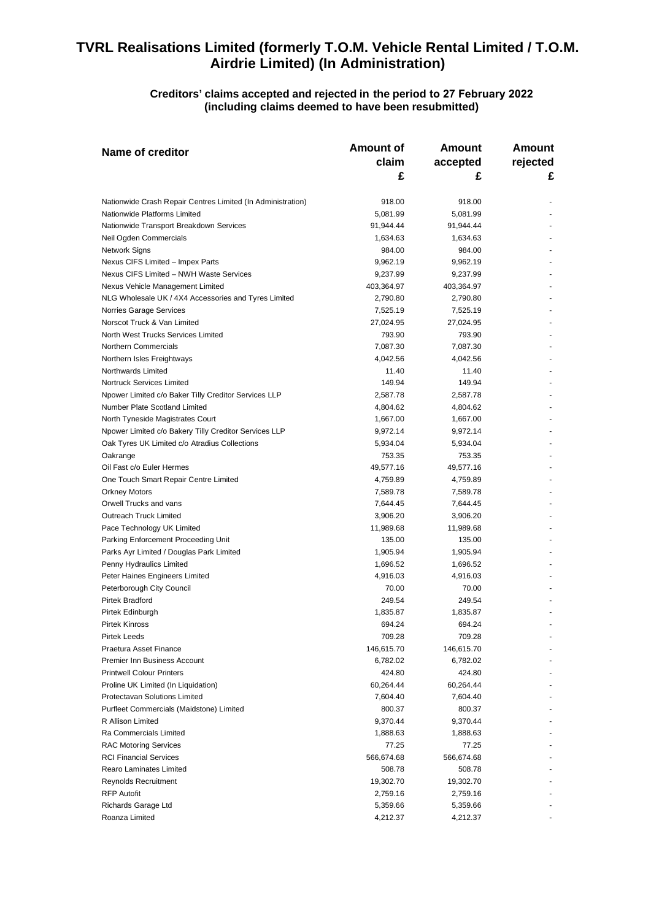# TVRL Realisations Limited (formerly T.O.M. Vehicle Rental Limited / T.O.M. Airdrie Limited) (In Administration)

### Creditors' claims accepted and rejected in the period to 27 February 2022 (including claims deemed to have been resubmitted)

| Name of creditor | Amount of claim £ | Amount accepted £ | Amount rejected £ |
|---|---|---|---|
| Nationwide Crash Repair Centres Limited (In Administration) | 918.00 | 918.00 | - |
| Nationwide Platforms Limited | 5,081.99 | 5,081.99 | - |
| Nationwide Transport Breakdown Services | 91,944.44 | 91,944.44 | - |
| Neil Ogden Commercials | 1,634.63 | 1,634.63 | - |
| Network Signs | 984.00 | 984.00 | - |
| Nexus CIFS Limited – Impex Parts | 9,962.19 | 9,962.19 | - |
| Nexus CIFS Limited – NWH Waste Services | 9,237.99 | 9,237.99 | - |
| Nexus Vehicle Management Limited | 403,364.97 | 403,364.97 | - |
| NLG Wholesale UK / 4X4 Accessories and Tyres Limited | 2,790.80 | 2,790.80 | - |
| Norries Garage Services | 7,525.19 | 7,525.19 | - |
| Norscot Truck & Van Limited | 27,024.95 | 27,024.95 | - |
| North West Trucks Services Limited | 793.90 | 793.90 | - |
| Northern Commercials | 7,087.30 | 7,087.30 | - |
| Northern Isles Freightways | 4,042.56 | 4,042.56 | - |
| Northwards Limited | 11.40 | 11.40 | - |
| Nortruck Services Limited | 149.94 | 149.94 | - |
| Npower Limited c/o Baker Tilly Creditor Services LLP | 2,587.78 | 2,587.78 | - |
| Number Plate Scotland Limited | 4,804.62 | 4,804.62 | - |
| North Tyneside Magistrates Court | 1,667.00 | 1,667.00 | - |
| Npower Limited c/o Bakery Tilly Creditor Services LLP | 9,972.14 | 9,972.14 | - |
| Oak Tyres UK Limited c/o Atradius Collections | 5,934.04 | 5,934.04 | - |
| Oakrange | 753.35 | 753.35 | - |
| Oil Fast c/o Euler Hermes | 49,577.16 | 49,577.16 | - |
| One Touch Smart Repair Centre Limited | 4,759.89 | 4,759.89 | - |
| Orkney Motors | 7,589.78 | 7,589.78 | - |
| Orwell Trucks and vans | 7,644.45 | 7,644.45 | - |
| Outreach Truck Limited | 3,906.20 | 3,906.20 | - |
| Pace Technology UK Limited | 11,989.68 | 11,989.68 | - |
| Parking Enforcement Proceeding Unit | 135.00 | 135.00 | - |
| Parks Ayr Limited / Douglas Park Limited | 1,905.94 | 1,905.94 | - |
| Penny Hydraulics Limited | 1,696.52 | 1,696.52 | - |
| Peter Haines Engineers Limited | 4,916.03 | 4,916.03 | - |
| Peterborough City Council | 70.00 | 70.00 | - |
| Pirtek Bradford | 249.54 | 249.54 | - |
| Pirtek Edinburgh | 1,835.87 | 1,835.87 | - |
| Pirtek Kinross | 694.24 | 694.24 | - |
| Pirtek Leeds | 709.28 | 709.28 | - |
| Praetura Asset Finance | 146,615.70 | 146,615.70 | - |
| Premier Inn Business Account | 6,782.02 | 6,782.02 | - |
| Printwell Colour Printers | 424.80 | 424.80 | - |
| Proline UK Limited (In Liquidation) | 60,264.44 | 60,264.44 | - |
| Protectavan Solutions Limited | 7,604.40 | 7,604.40 | - |
| Purfleet Commercials (Maidstone) Limited | 800.37 | 800.37 | - |
| R Allison Limited | 9,370.44 | 9,370.44 | - |
| Ra Commercials Limited | 1,888.63 | 1,888.63 | - |
| RAC Motoring Services | 77.25 | 77.25 | - |
| RCI Financial Services | 566,674.68 | 566,674.68 | - |
| Rearo Laminates Limited | 508.78 | 508.78 | - |
| Reynolds Recruitment | 19,302.70 | 19,302.70 | - |
| RFP Autofit | 2,759.16 | 2,759.16 | - |
| Richards Garage Ltd | 5,359.66 | 5,359.66 | - |
| Roanza Limited | 4,212.37 | 4,212.37 | - |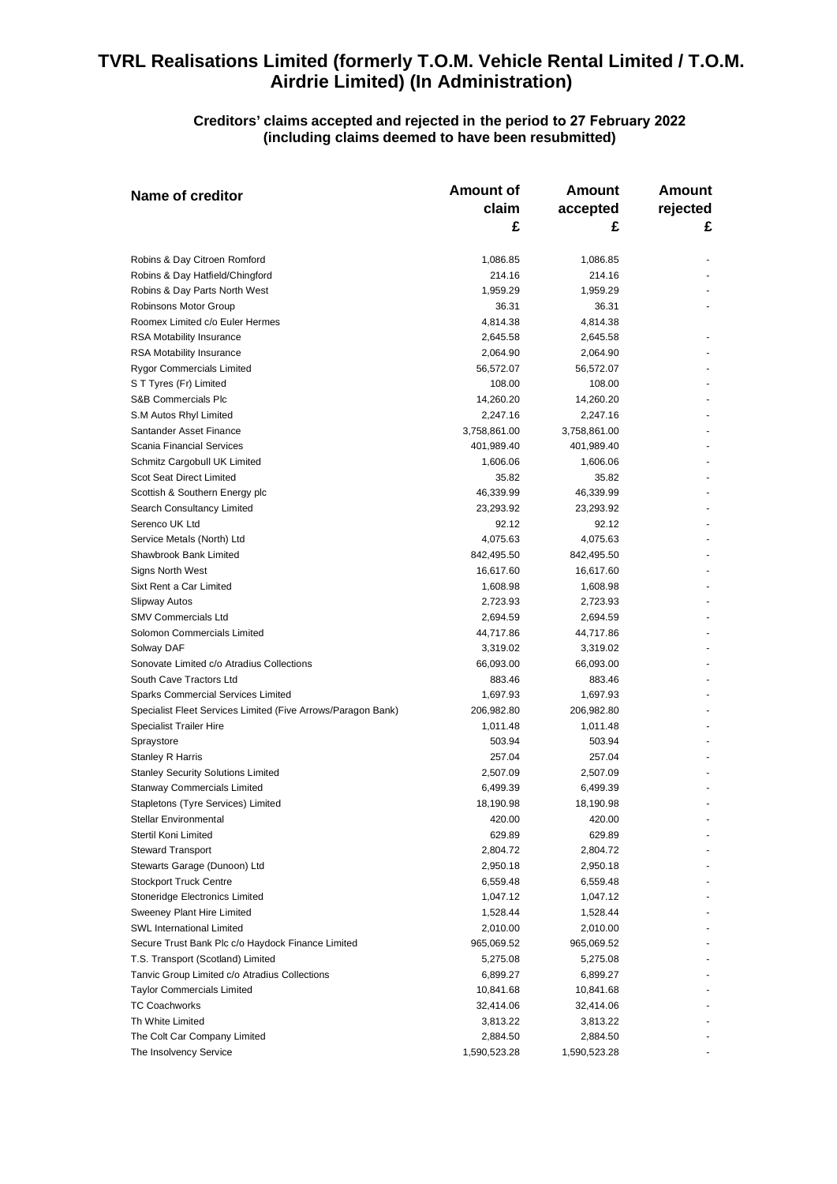# TVRL Realisations Limited (formerly T.O.M. Vehicle Rental Limited / T.O.M. Airdrie Limited) (In Administration)

### Creditors' claims accepted and rejected in the period to 27 February 2022 (including claims deemed to have been resubmitted)

| Name of creditor | Amount of claim £ | Amount accepted £ | Amount rejected £ |
|---|---|---|---|
| Robins & Day Citroen Romford | 1,086.85 | 1,086.85 | - |
| Robins & Day Hatfield/Chingford | 214.16 | 214.16 | - |
| Robins & Day Parts North West | 1,959.29 | 1,959.29 | - |
| Robinsons Motor Group | 36.31 | 36.31 | - |
| Roomex Limited c/o Euler Hermes | 4,814.38 | 4,814.38 | |
| RSA Motability Insurance | 2,645.58 | 2,645.58 | - |
| RSA Motability Insurance | 2,064.90 | 2,064.90 | - |
| Rygor Commercials Limited | 56,572.07 | 56,572.07 | - |
| S T Tyres (Fr) Limited | 108.00 | 108.00 | - |
| S&B Commercials Plc | 14,260.20 | 14,260.20 | - |
| S.M Autos Rhyl Limited | 2,247.16 | 2,247.16 | - |
| Santander Asset Finance | 3,758,861.00 | 3,758,861.00 | - |
| Scania Financial Services | 401,989.40 | 401,989.40 | - |
| Schmitz Cargobull UK Limited | 1,606.06 | 1,606.06 | - |
| Scot Seat Direct Limited | 35.82 | 35.82 | - |
| Scottish & Southern Energy plc | 46,339.99 | 46,339.99 | - |
| Search Consultancy Limited | 23,293.92 | 23,293.92 | - |
| Serenco UK Ltd | 92.12 | 92.12 | - |
| Service Metals (North) Ltd | 4,075.63 | 4,075.63 | - |
| Shawbrook Bank Limited | 842,495.50 | 842,495.50 | - |
| Signs North West | 16,617.60 | 16,617.60 | - |
| Sixt Rent a Car Limited | 1,608.98 | 1,608.98 | - |
| Slipway Autos | 2,723.93 | 2,723.93 | - |
| SMV Commercials Ltd | 2,694.59 | 2,694.59 | - |
| Solomon Commercials Limited | 44,717.86 | 44,717.86 | - |
| Solway DAF | 3,319.02 | 3,319.02 | - |
| Sonovate Limited c/o Atradius Collections | 66,093.00 | 66,093.00 | - |
| South Cave Tractors Ltd | 883.46 | 883.46 | - |
| Sparks Commercial Services Limited | 1,697.93 | 1,697.93 | - |
| Specialist Fleet Services Limited (Five Arrows/Paragon Bank) | 206,982.80 | 206,982.80 | - |
| Specialist Trailer Hire | 1,011.48 | 1,011.48 | - |
| Spraystore | 503.94 | 503.94 | - |
| Stanley R Harris | 257.04 | 257.04 | - |
| Stanley Security Solutions Limited | 2,507.09 | 2,507.09 | - |
| Stanway Commercials Limited | 6,499.39 | 6,499.39 | - |
| Stapletons (Tyre Services) Limited | 18,190.98 | 18,190.98 | - |
| Stellar Environmental | 420.00 | 420.00 | - |
| Stertil Koni Limited | 629.89 | 629.89 | - |
| Steward Transport | 2,804.72 | 2,804.72 | - |
| Stewarts Garage (Dunoon) Ltd | 2,950.18 | 2,950.18 | - |
| Stockport Truck Centre | 6,559.48 | 6,559.48 | - |
| Stoneridge Electronics Limited | 1,047.12 | 1,047.12 | - |
| Sweeney Plant Hire Limited | 1,528.44 | 1,528.44 | - |
| SWL International Limited | 2,010.00 | 2,010.00 | - |
| Secure Trust Bank Plc c/o Haydock Finance Limited | 965,069.52 | 965,069.52 | - |
| T.S. Transport (Scotland) Limited | 5,275.08 | 5,275.08 | - |
| Tanvic Group Limited c/o Atradius Collections | 6,899.27 | 6,899.27 | - |
| Taylor Commercials Limited | 10,841.68 | 10,841.68 | - |
| TC Coachworks | 32,414.06 | 32,414.06 | - |
| Th White Limited | 3,813.22 | 3,813.22 | - |
| The Colt Car Company Limited | 2,884.50 | 2,884.50 | - |
| The Insolvency Service | 1,590,523.28 | 1,590,523.28 | - |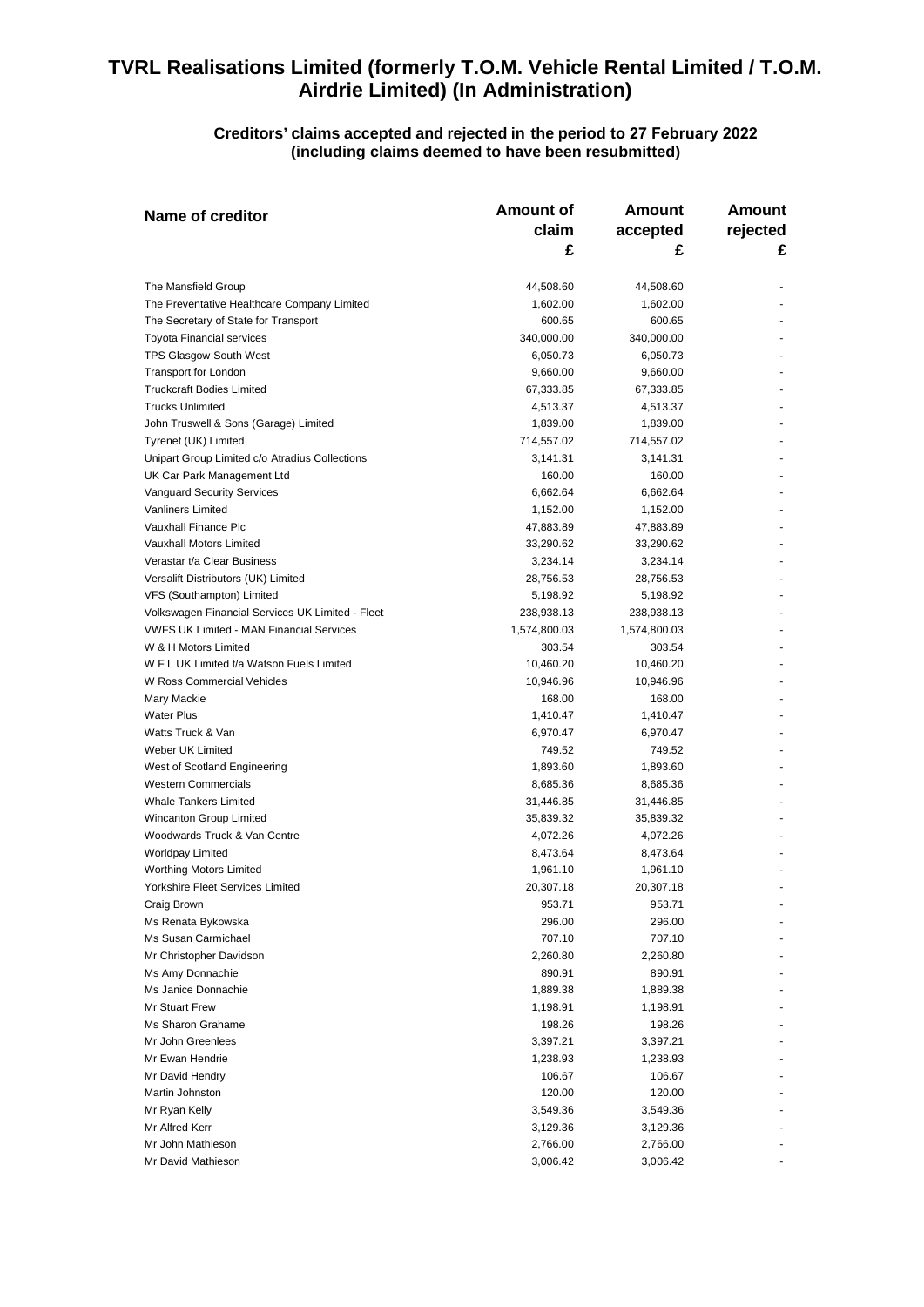# TVRL Realisations Limited (formerly T.O.M. Vehicle Rental Limited / T.O.M. Airdrie Limited) (In Administration)

### Creditors' claims accepted and rejected in the period to 27 February 2022 (including claims deemed to have been resubmitted)

| Name of creditor | Amount of claim £ | Amount accepted £ | Amount rejected £ |
|---|---|---|---|
| The Mansfield Group | 44,508.60 | 44,508.60 | - |
| The Preventative Healthcare Company Limited | 1,602.00 | 1,602.00 | - |
| The Secretary of State for Transport | 600.65 | 600.65 | - |
| Toyota Financial services | 340,000.00 | 340,000.00 | - |
| TPS Glasgow South West | 6,050.73 | 6,050.73 | - |
| Transport for London | 9,660.00 | 9,660.00 | - |
| Truckcraft Bodies Limited | 67,333.85 | 67,333.85 | - |
| Trucks Unlimited | 4,513.37 | 4,513.37 | - |
| John Truswell & Sons (Garage) Limited | 1,839.00 | 1,839.00 | - |
| Tyrenet (UK) Limited | 714,557.02 | 714,557.02 | - |
| Unipart Group Limited c/o Atradius Collections | 3,141.31 | 3,141.31 | - |
| UK Car Park Management Ltd | 160.00 | 160.00 | - |
| Vanguard Security Services | 6,662.64 | 6,662.64 | - |
| Vanliners Limited | 1,152.00 | 1,152.00 | - |
| Vauxhall Finance Plc | 47,883.89 | 47,883.89 | - |
| Vauxhall Motors Limited | 33,290.62 | 33,290.62 | - |
| Verastar t/a Clear Business | 3,234.14 | 3,234.14 | - |
| Versalift Distributors (UK) Limited | 28,756.53 | 28,756.53 | - |
| VFS (Southampton) Limited | 5,198.92 | 5,198.92 | - |
| Volkswagen Financial Services UK Limited - Fleet | 238,938.13 | 238,938.13 | - |
| VWFS UK Limited - MAN Financial Services | 1,574,800.03 | 1,574,800.03 | - |
| W & H Motors Limited | 303.54 | 303.54 | - |
| W F L UK Limited t/a Watson Fuels Limited | 10,460.20 | 10,460.20 | - |
| W Ross Commercial Vehicles | 10,946.96 | 10,946.96 | - |
| Mary Mackie | 168.00 | 168.00 | - |
| Water Plus | 1,410.47 | 1,410.47 | - |
| Watts Truck & Van | 6,970.47 | 6,970.47 | - |
| Weber UK Limited | 749.52 | 749.52 | - |
| West of Scotland Engineering | 1,893.60 | 1,893.60 | - |
| Western Commercials | 8,685.36 | 8,685.36 | - |
| Whale Tankers Limited | 31,446.85 | 31,446.85 | - |
| Wincanton Group Limited | 35,839.32 | 35,839.32 | - |
| Woodwards Truck & Van Centre | 4,072.26 | 4,072.26 | - |
| Worldpay Limited | 8,473.64 | 8,473.64 | - |
| Worthing Motors Limited | 1,961.10 | 1,961.10 | - |
| Yorkshire Fleet Services Limited | 20,307.18 | 20,307.18 | - |
| Craig Brown | 953.71 | 953.71 | - |
| Ms Renata Bykowska | 296.00 | 296.00 | - |
| Ms Susan Carmichael | 707.10 | 707.10 | - |
| Mr Christopher Davidson | 2,260.80 | 2,260.80 | - |
| Ms Amy Donnachie | 890.91 | 890.91 | - |
| Ms Janice Donnachie | 1,889.38 | 1,889.38 | - |
| Mr Stuart Frew | 1,198.91 | 1,198.91 | - |
| Ms Sharon Grahame | 198.26 | 198.26 | - |
| Mr John Greenlees | 3,397.21 | 3,397.21 | - |
| Mr Ewan Hendrie | 1,238.93 | 1,238.93 | - |
| Mr David Hendry | 106.67 | 106.67 | - |
| Martin Johnston | 120.00 | 120.00 | - |
| Mr Ryan Kelly | 3,549.36 | 3,549.36 | - |
| Mr Alfred Kerr | 3,129.36 | 3,129.36 | - |
| Mr John Mathieson | 2,766.00 | 2,766.00 | - |
| Mr David Mathieson | 3,006.42 | 3,006.42 | - |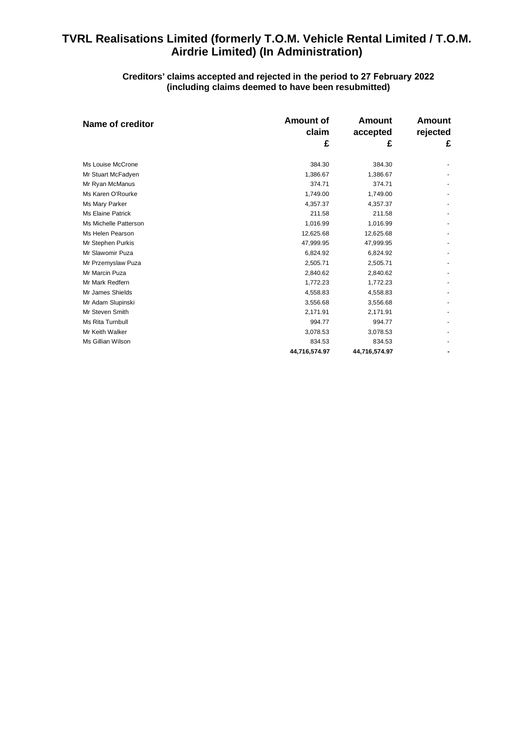# TVRL Realisations Limited (formerly T.O.M. Vehicle Rental Limited / T.O.M. Airdrie Limited) (In Administration)

**Creditors' claims accepted and rejected in the period to 27 February 2022 (including claims deemed to have been resubmitted)**

| Name of creditor | Amount of claim £ | Amount accepted £ | Amount rejected £ |
|---|---|---|---|
| Ms Louise McCrone | 384.30 | 384.30 | - |
| Mr Stuart McFadyen | 1,386.67 | 1,386.67 | - |
| Mr Ryan McManus | 374.71 | 374.71 | - |
| Ms Karen O'Rourke | 1,749.00 | 1,749.00 | - |
| Ms Mary Parker | 4,357.37 | 4,357.37 | - |
| Ms Elaine Patrick | 211.58 | 211.58 | - |
| Ms Michelle Patterson | 1,016.99 | 1,016.99 | - |
| Ms Helen Pearson | 12,625.68 | 12,625.68 | - |
| Mr Stephen Purkis | 47,999.95 | 47,999.95 | - |
| Mr Slawomir Puza | 6,824.92 | 6,824.92 | - |
| Mr Przemyslaw Puza | 2,505.71 | 2,505.71 | - |
| Mr Marcin Puza | 2,840.62 | 2,840.62 | - |
| Mr Mark Redfern | 1,772.23 | 1,772.23 | - |
| Mr James Shields | 4,558.83 | 4,558.83 | - |
| Mr Adam Slupinski | 3,556.68 | 3,556.68 | - |
| Mr Steven Smith | 2,171.91 | 2,171.91 | - |
| Ms Rita Turnbull | 994.77 | 994.77 | - |
| Mr Keith Walker | 3,078.53 | 3,078.53 | - |
| Ms Gillian Wilson | 834.53 | 834.53 | - |
| | **44,716,574.97** | **44,716,574.97** | **-** |